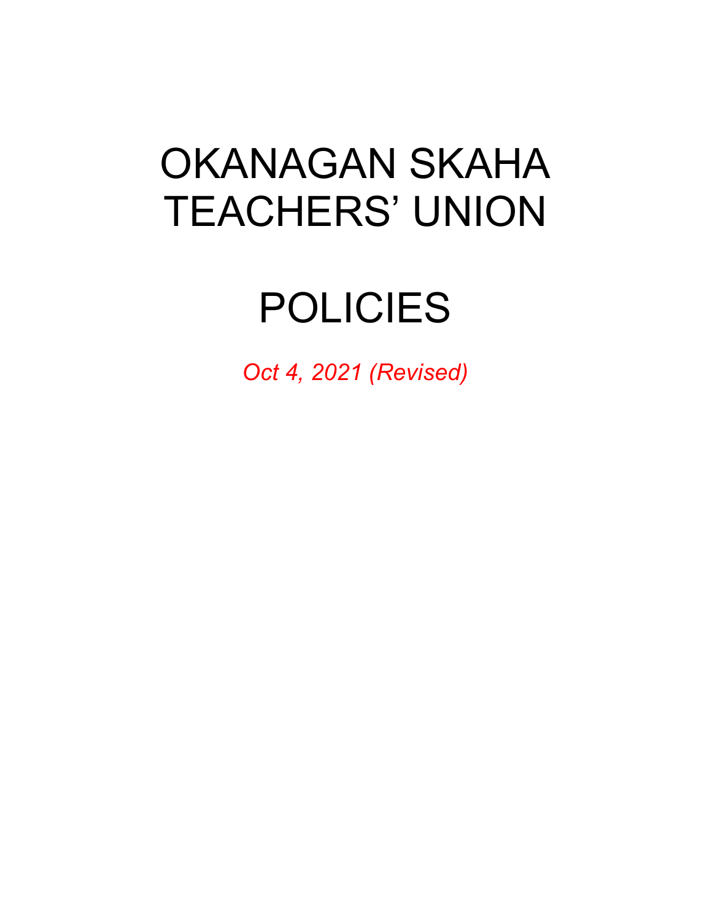# OKANAGAN SKAHA TEACHERS' UNION

# POLICIES

*Oct 4, 2021 (Revised)*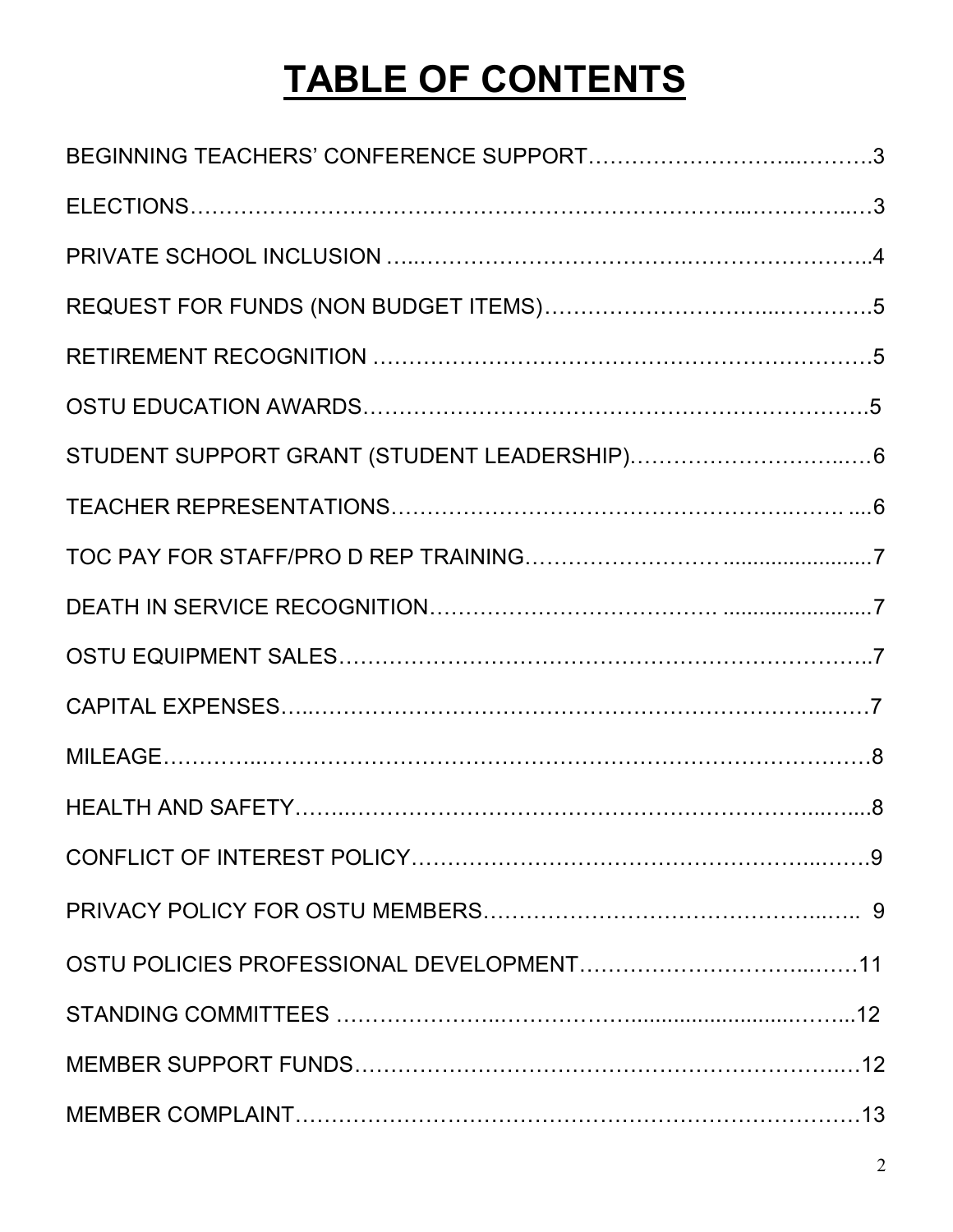# TABLE OF CONTENTS

BEGINNING TEACHERS' CONFERENCE SUPPORT……………………...……….3

ELECTIONS…………………………………………………………………..…………..…3

PRIVATE SCHOOL INCLUSION …..……………………………….…………………..4

REQUEST FOR FUNDS (NON BUDGET ITEMS)…………………………...………..5

RETIREMENT RECOGNITION ……………………………………………………….5

OSTU EDUCATION AWARDS……………………………………………………….5

STUDENT SUPPORT GRANT (STUDENT LEADERSHIP)…………………………..…6

TEACHER REPRESENTATIONS……………………………………………….……. ....6

TOC PAY FOR STAFF/PRO D REP TRAINING…………………… .........................7

DEATH IN SERVICE RECOGNITION………………………………. ........................7

OSTU EQUIPMENT SALES…………………………………………………………..7

CAPITAL EXPENSES…..……………………………………………………………..……7

MILEAGE…………...……………………………………………………………………….8

HEALTH AND SAFETY……..…………………………………………………….....…....8

CONFLICT OF INTEREST POLICY…………………………………………………...…….9

PRIVACY POLICY FOR OSTU MEMBERS………………………………………...….. 9

OSTU POLICIES PROFESSIONAL DEVELOPMENT…………………………...……11

STANDING COMMITTEES …………………..……………..........................……...12

MEMBER SUPPORT FUNDS…………………………………………………………..…12

MEMBER COMPLAINT…………………………………………………………………13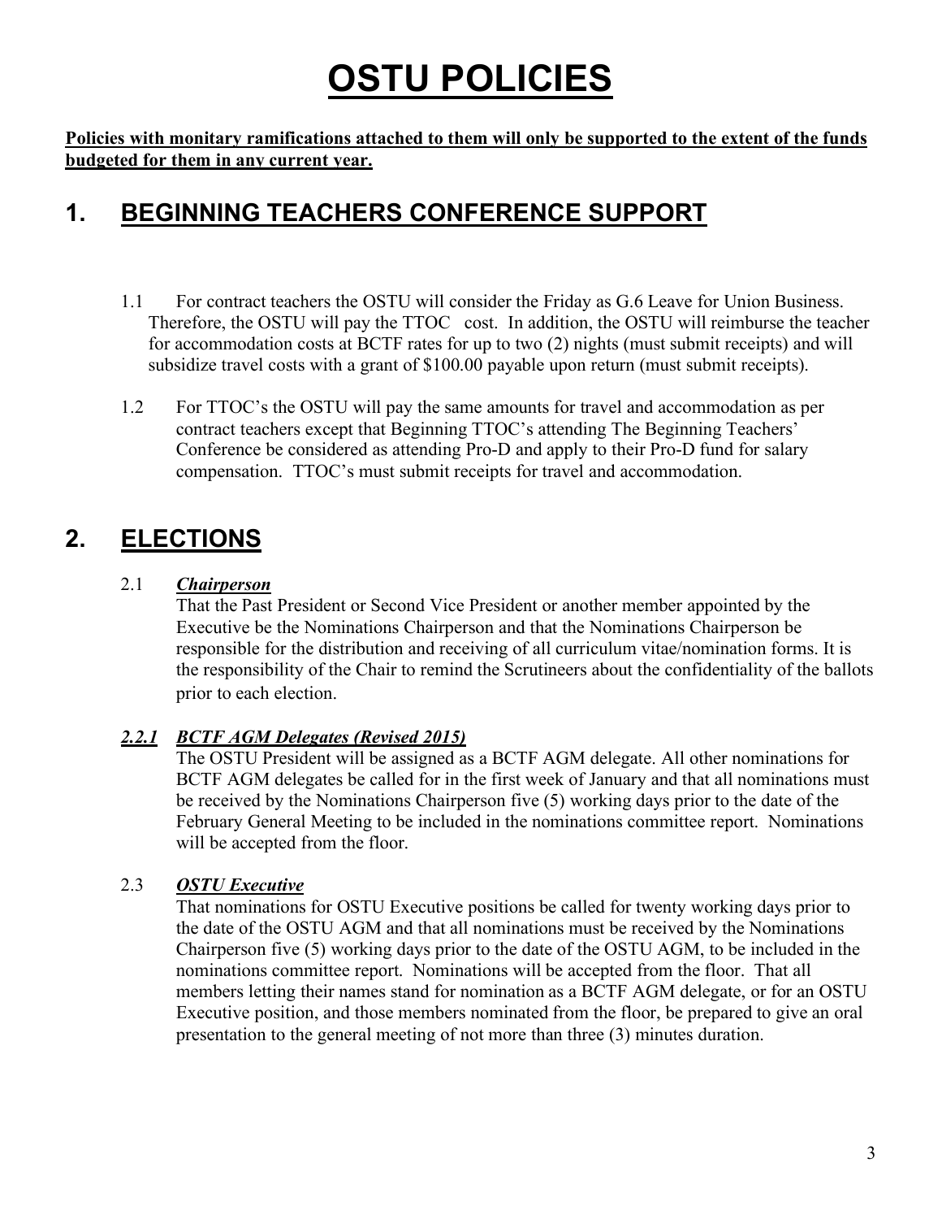# OSTU POLICIES

**Policies with monitary ramifications attached to them will only be supported to the extent of the funds budgeted for them in any current year.**

## 1. BEGINNING TEACHERS CONFERENCE SUPPORT

1.1 For contract teachers the OSTU will consider the Friday as G.6 Leave for Union Business. Therefore, the OSTU will pay the TTOC cost. In addition, the OSTU will reimburse the teacher for accommodation costs at BCTF rates for up to two (2) nights (must submit receipts) and will subsidize travel costs with a grant of $100.00 payable upon return (must submit receipts).

1.2 For TTOC's the OSTU will pay the same amounts for travel and accommodation as per contract teachers except that Beginning TTOC's attending The Beginning Teachers' Conference be considered as attending Pro-D and apply to their Pro-D fund for salary compensation. TTOC's must submit receipts for travel and accommodation.

## 2. ELECTIONS

2.1 ***Chairperson***

That the Past President or Second Vice President or another member appointed by the Executive be the Nominations Chairperson and that the Nominations Chairperson be responsible for the distribution and receiving of all curriculum vitae/nomination forms. It is the responsibility of the Chair to remind the Scrutineers about the confidentiality of the ballots prior to each election.

***2.2.1 BCTF AGM Delegates (Revised 2015)***

The OSTU President will be assigned as a BCTF AGM delegate. All other nominations for BCTF AGM delegates be called for in the first week of January and that all nominations must be received by the Nominations Chairperson five (5) working days prior to the date of the February General Meeting to be included in the nominations committee report. Nominations will be accepted from the floor.

2.3 ***OSTU Executive***

That nominations for OSTU Executive positions be called for twenty working days prior to the date of the OSTU AGM and that all nominations must be received by the Nominations Chairperson five (5) working days prior to the date of the OSTU AGM, to be included in the nominations committee report. Nominations will be accepted from the floor. That all members letting their names stand for nomination as a BCTF AGM delegate, or for an OSTU Executive position, and those members nominated from the floor, be prepared to give an oral presentation to the general meeting of not more than three (3) minutes duration.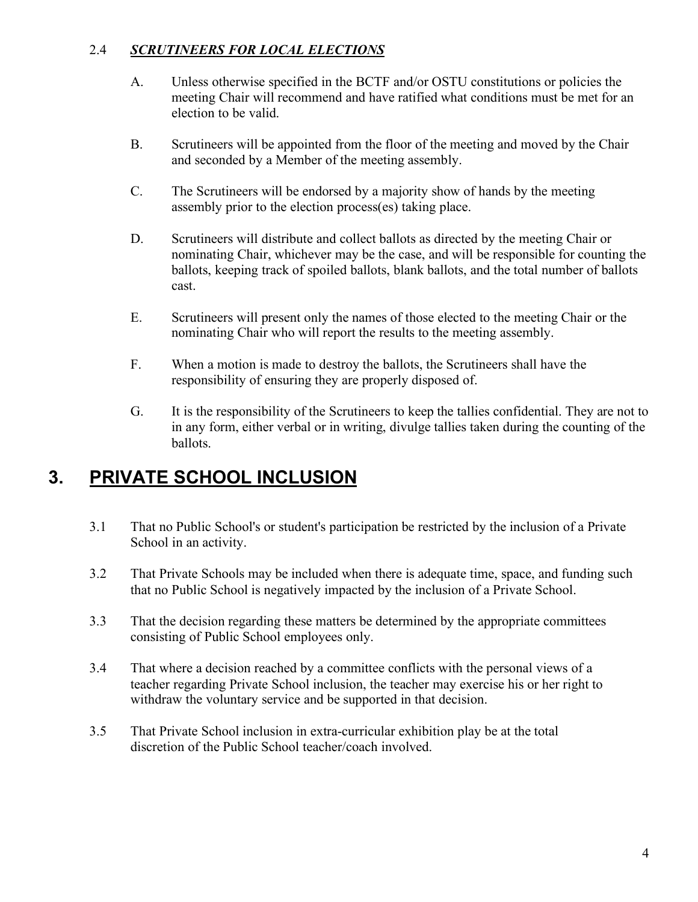### 2.4 ***SCRUTINEERS FOR LOCAL ELECTIONS***

A. Unless otherwise specified in the BCTF and/or OSTU constitutions or policies the meeting Chair will recommend and have ratified what conditions must be met for an election to be valid.

B. Scrutineers will be appointed from the floor of the meeting and moved by the Chair and seconded by a Member of the meeting assembly.

C. The Scrutineers will be endorsed by a majority show of hands by the meeting assembly prior to the election process(es) taking place.

D. Scrutineers will distribute and collect ballots as directed by the meeting Chair or nominating Chair, whichever may be the case, and will be responsible for counting the ballots, keeping track of spoiled ballots, blank ballots, and the total number of ballots cast.

E. Scrutineers will present only the names of those elected to the meeting Chair or the nominating Chair who will report the results to the meeting assembly.

F. When a motion is made to destroy the ballots, the Scrutineers shall have the responsibility of ensuring they are properly disposed of.

G. It is the responsibility of the Scrutineers to keep the tallies confidential. They are not to in any form, either verbal or in writing, divulge tallies taken during the counting of the ballots.

# 3. PRIVATE SCHOOL INCLUSION

3.1 That no Public School's or student's participation be restricted by the inclusion of a Private School in an activity.

3.2 That Private Schools may be included when there is adequate time, space, and funding such that no Public School is negatively impacted by the inclusion of a Private School.

3.3 That the decision regarding these matters be determined by the appropriate committees consisting of Public School employees only.

3.4 That where a decision reached by a committee conflicts with the personal views of a teacher regarding Private School inclusion, the teacher may exercise his or her right to withdraw the voluntary service and be supported in that decision.

3.5 That Private School inclusion in extra-curricular exhibition play be at the total discretion of the Public School teacher/coach involved.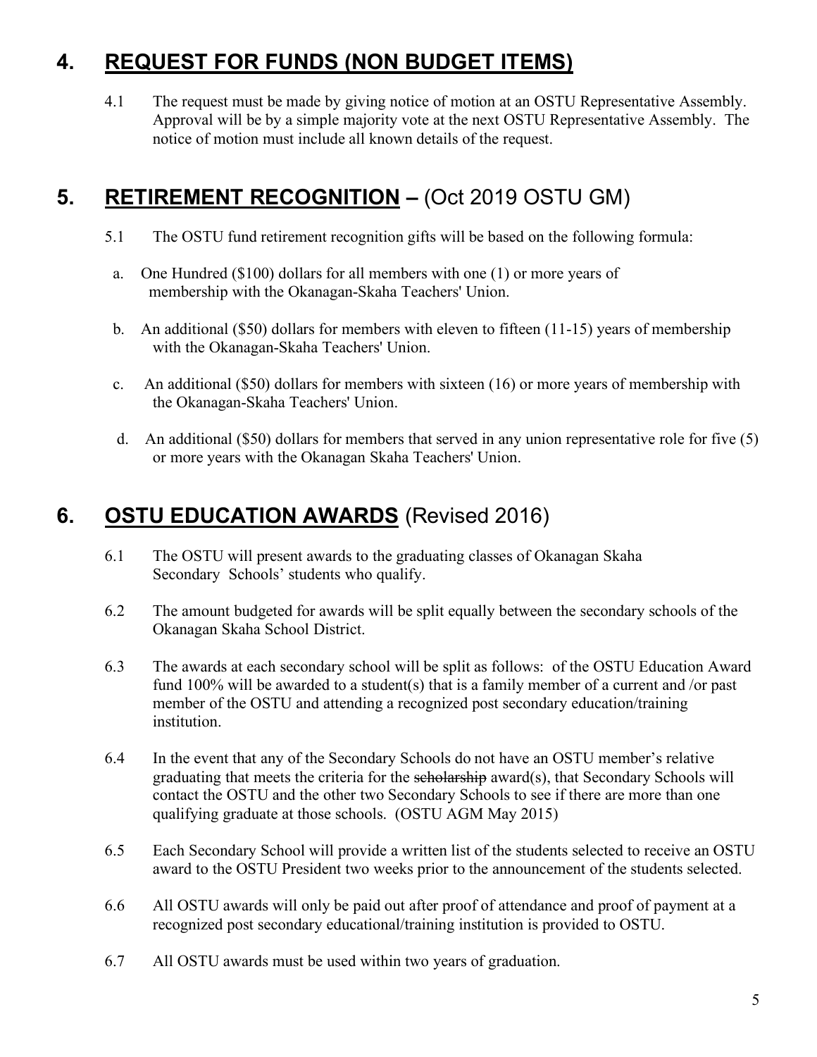## 4. REQUEST FOR FUNDS (NON BUDGET ITEMS)

4.1 The request must be made by giving notice of motion at an OSTU Representative Assembly. Approval will be by a simple majority vote at the next OSTU Representative Assembly. The notice of motion must include all known details of the request.

## 5. RETIREMENT RECOGNITION – (Oct 2019 OSTU GM)

5.1 The OSTU fund retirement recognition gifts will be based on the following formula:

a. One Hundred ($100) dollars for all members with one (1) or more years of membership with the Okanagan-Skaha Teachers' Union.

b. An additional ($50) dollars for members with eleven to fifteen (11-15) years of membership with the Okanagan-Skaha Teachers' Union.

c. An additional ($50) dollars for members with sixteen (16) or more years of membership with the Okanagan-Skaha Teachers' Union.

d. An additional ($50) dollars for members that served in any union representative role for five (5) or more years with the Okanagan Skaha Teachers' Union.

## 6. OSTU EDUCATION AWARDS (Revised 2016)

6.1 The OSTU will present awards to the graduating classes of Okanagan Skaha Secondary Schools' students who qualify.

6.2 The amount budgeted for awards will be split equally between the secondary schools of the Okanagan Skaha School District.

6.3 The awards at each secondary school will be split as follows: of the OSTU Education Award fund 100% will be awarded to a student(s) that is a family member of a current and /or past member of the OSTU and attending a recognized post secondary education/training institution.

6.4 In the event that any of the Secondary Schools do not have an OSTU member's relative graduating that meets the criteria for the ~~scholarship~~ award(s), that Secondary Schools will contact the OSTU and the other two Secondary Schools to see if there are more than one qualifying graduate at those schools. (OSTU AGM May 2015)

6.5 Each Secondary School will provide a written list of the students selected to receive an OSTU award to the OSTU President two weeks prior to the announcement of the students selected.

6.6 All OSTU awards will only be paid out after proof of attendance and proof of payment at a recognized post secondary educational/training institution is provided to OSTU.

6.7 All OSTU awards must be used within two years of graduation.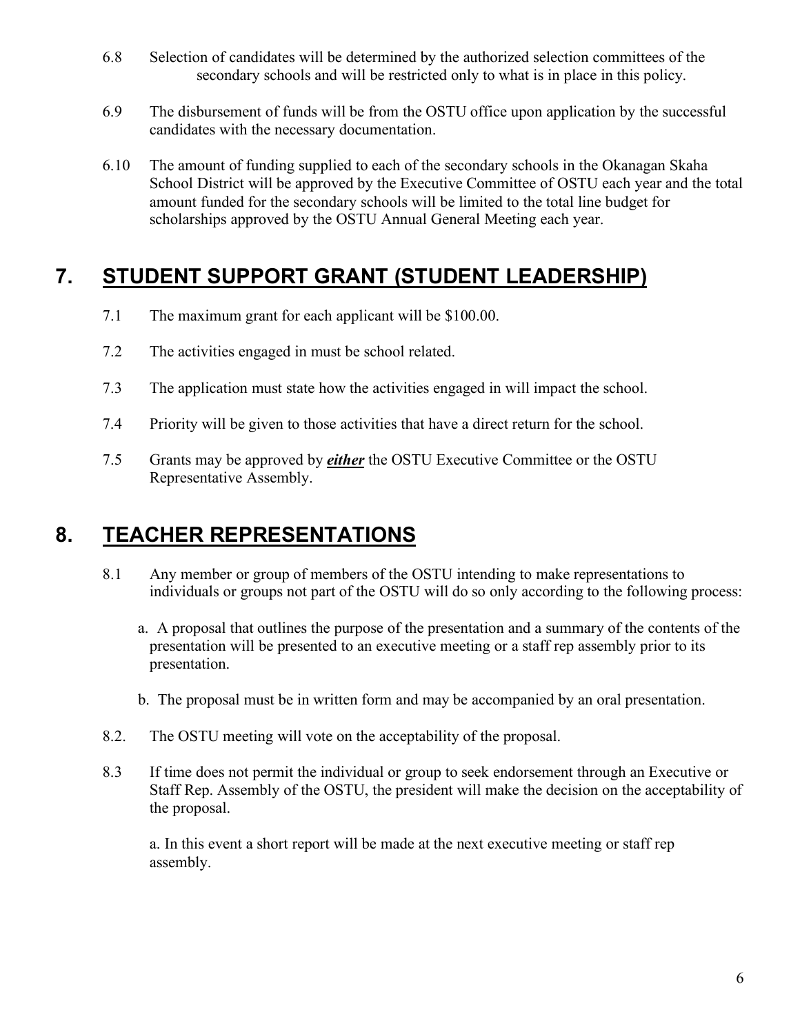6.8 Selection of candidates will be determined by the authorized selection committees of the secondary schools and will be restricted only to what is in place in this policy.

6.9 The disbursement of funds will be from the OSTU office upon application by the successful candidates with the necessary documentation.

6.10 The amount of funding supplied to each of the secondary schools in the Okanagan Skaha School District will be approved by the Executive Committee of OSTU each year and the total amount funded for the secondary schools will be limited to the total line budget for scholarships approved by the OSTU Annual General Meeting each year.

## 7. STUDENT SUPPORT GRANT (STUDENT LEADERSHIP)

7.1 The maximum grant for each applicant will be $100.00.

7.2 The activities engaged in must be school related.

7.3 The application must state how the activities engaged in will impact the school.

7.4 Priority will be given to those activities that have a direct return for the school.

7.5 Grants may be approved by ***either*** the OSTU Executive Committee or the OSTU Representative Assembly.

## 8. TEACHER REPRESENTATIONS

8.1 Any member or group of members of the OSTU intending to make representations to individuals or groups not part of the OSTU will do so only according to the following process:

a. A proposal that outlines the purpose of the presentation and a summary of the contents of the presentation will be presented to an executive meeting or a staff rep assembly prior to its presentation.

b. The proposal must be in written form and may be accompanied by an oral presentation.

8.2. The OSTU meeting will vote on the acceptability of the proposal.

8.3 If time does not permit the individual or group to seek endorsement through an Executive or Staff Rep. Assembly of the OSTU, the president will make the decision on the acceptability of the proposal.

a. In this event a short report will be made at the next executive meeting or staff rep assembly.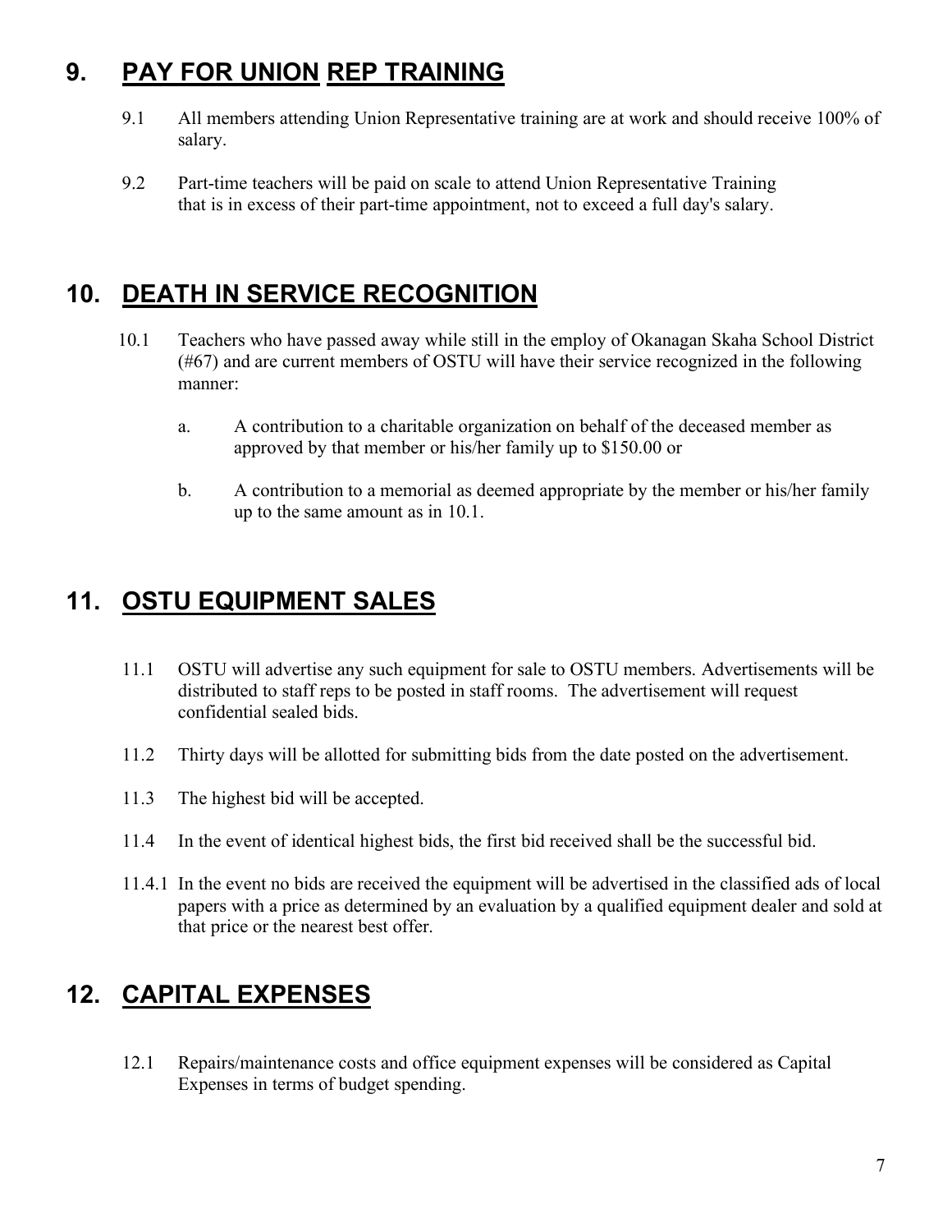## 9. PAY FOR UNION REP TRAINING

9.1 All members attending Union Representative training are at work and should receive 100% of salary.

9.2 Part-time teachers will be paid on scale to attend Union Representative Training that is in excess of their part-time appointment, not to exceed a full day's salary.

## 10. DEATH IN SERVICE RECOGNITION

10.1 Teachers who have passed away while still in the employ of Okanagan Skaha School District (#67) and are current members of OSTU will have their service recognized in the following manner:

a. A contribution to a charitable organization on behalf of the deceased member as approved by that member or his/her family up to $150.00 or

b. A contribution to a memorial as deemed appropriate by the member or his/her family up to the same amount as in 10.1.

## 11. OSTU EQUIPMENT SALES

11.1 OSTU will advertise any such equipment for sale to OSTU members. Advertisements will be distributed to staff reps to be posted in staff rooms. The advertisement will request confidential sealed bids.

11.2 Thirty days will be allotted for submitting bids from the date posted on the advertisement.

11.3 The highest bid will be accepted.

11.4 In the event of identical highest bids, the first bid received shall be the successful bid.

11.4.1 In the event no bids are received the equipment will be advertised in the classified ads of local papers with a price as determined by an evaluation by a qualified equipment dealer and sold at that price or the nearest best offer.

## 12. CAPITAL EXPENSES

12.1 Repairs/maintenance costs and office equipment expenses will be considered as Capital Expenses in terms of budget spending.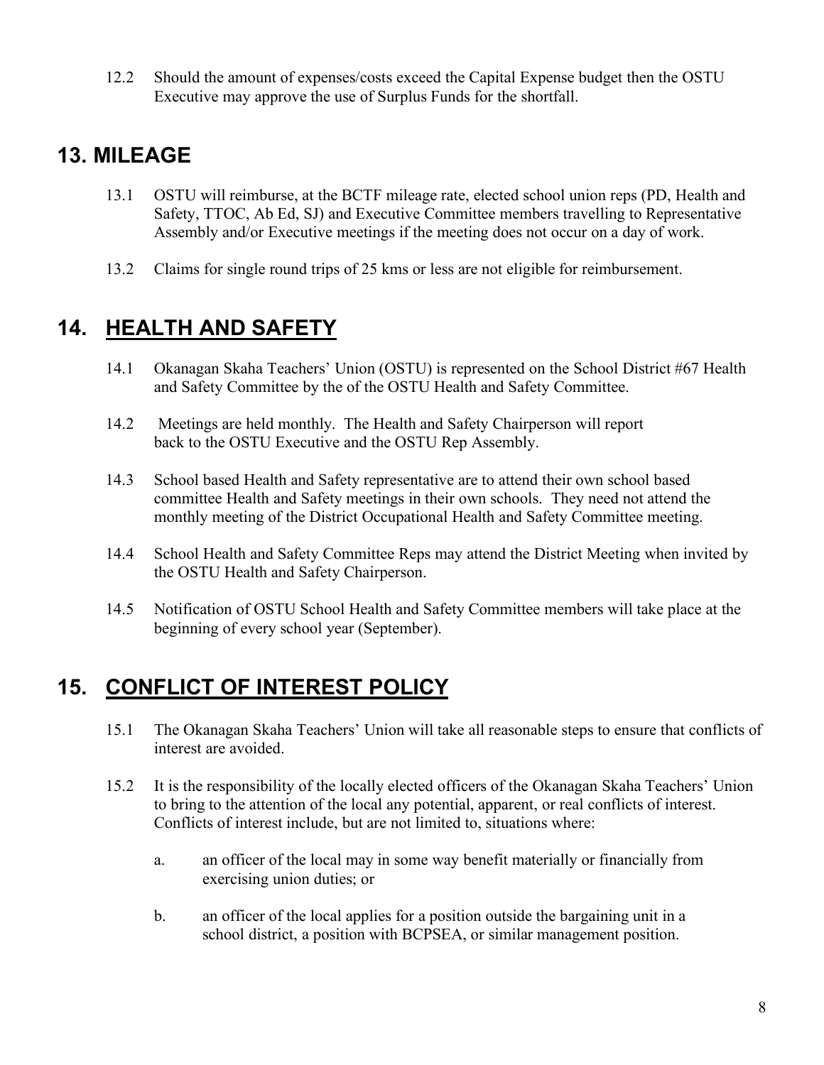12.2 Should the amount of expenses/costs exceed the Capital Expense budget then the OSTU Executive may approve the use of Surplus Funds for the shortfall.

## 13. MILEAGE

13.1 OSTU will reimburse, at the BCTF mileage rate, elected school union reps (PD, Health and Safety, TTOC, Ab Ed, SJ) and Executive Committee members travelling to Representative Assembly and/or Executive meetings if the meeting does not occur on a day of work.

13.2 Claims for single round trips of 25 kms or less are not eligible for reimbursement.

## 14. HEALTH AND SAFETY

14.1 Okanagan Skaha Teachers' Union (OSTU) is represented on the School District #67 Health and Safety Committee by the of the OSTU Health and Safety Committee.

14.2 Meetings are held monthly. The Health and Safety Chairperson will report back to the OSTU Executive and the OSTU Rep Assembly.

14.3 School based Health and Safety representative are to attend their own school based committee Health and Safety meetings in their own schools. They need not attend the monthly meeting of the District Occupational Health and Safety Committee meeting.

14.4 School Health and Safety Committee Reps may attend the District Meeting when invited by the OSTU Health and Safety Chairperson.

14.5 Notification of OSTU School Health and Safety Committee members will take place at the beginning of every school year (September).

## 15. CONFLICT OF INTEREST POLICY

15.1 The Okanagan Skaha Teachers' Union will take all reasonable steps to ensure that conflicts of interest are avoided.

15.2 It is the responsibility of the locally elected officers of the Okanagan Skaha Teachers' Union to bring to the attention of the local any potential, apparent, or real conflicts of interest. Conflicts of interest include, but are not limited to, situations where:

a. an officer of the local may in some way benefit materially or financially from exercising union duties; or

b. an officer of the local applies for a position outside the bargaining unit in a school district, a position with BCPSEA, or similar management position.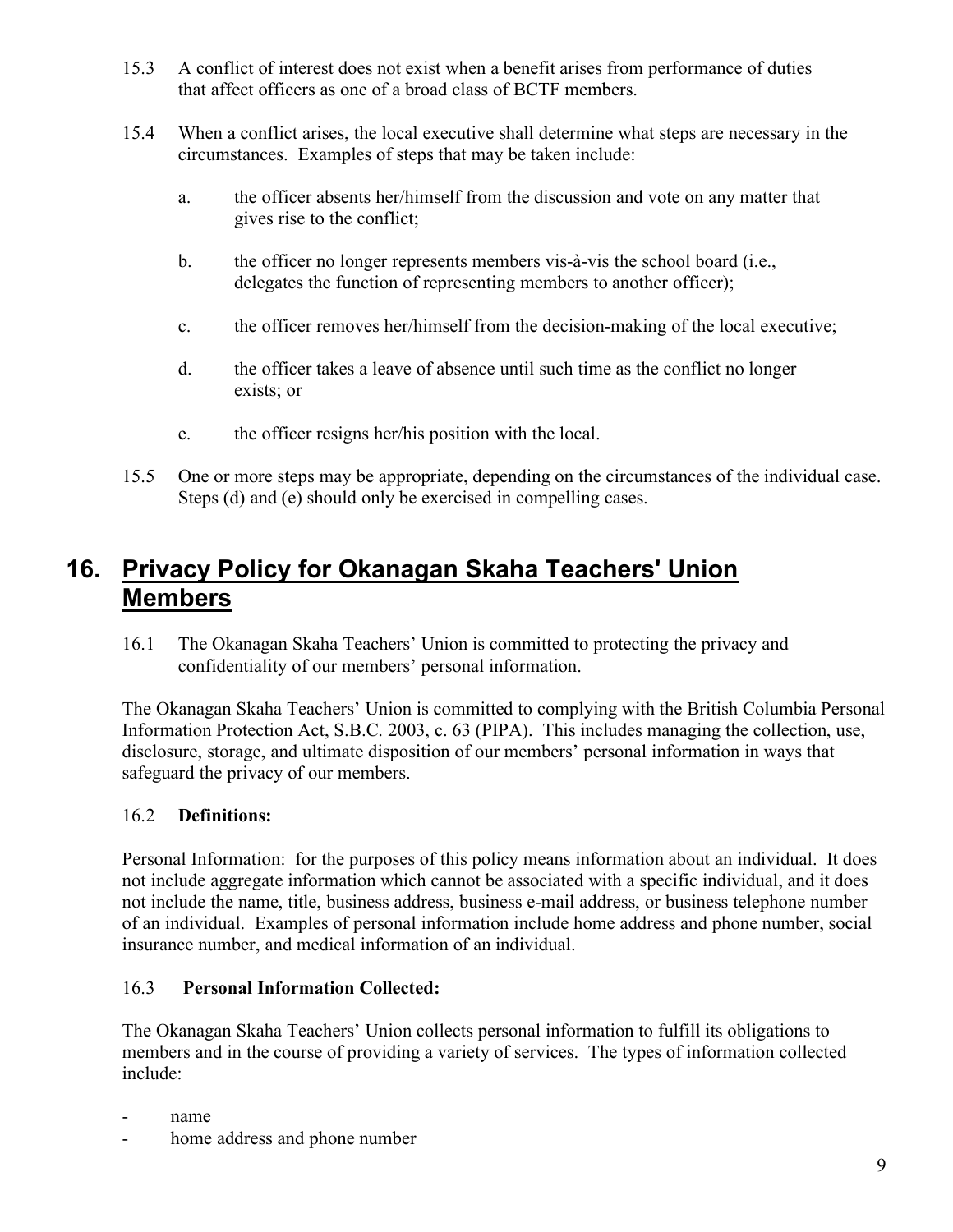15.3 A conflict of interest does not exist when a benefit arises from performance of duties that affect officers as one of a broad class of BCTF members.

15.4 When a conflict arises, the local executive shall determine what steps are necessary in the circumstances. Examples of steps that may be taken include:

a. the officer absents her/himself from the discussion and vote on any matter that gives rise to the conflict;

b. the officer no longer represents members vis-à-vis the school board (i.e., delegates the function of representing members to another officer);

c. the officer removes her/himself from the decision-making of the local executive;

d. the officer takes a leave of absence until such time as the conflict no longer exists; or

e. the officer resigns her/his position with the local.

15.5 One or more steps may be appropriate, depending on the circumstances of the individual case. Steps (d) and (e) should only be exercised in compelling cases.

## 16. Privacy Policy for Okanagan Skaha Teachers' Union Members

16.1 The Okanagan Skaha Teachers' Union is committed to protecting the privacy and confidentiality of our members' personal information.

The Okanagan Skaha Teachers' Union is committed to complying with the British Columbia Personal Information Protection Act, S.B.C. 2003, c. 63 (PIPA). This includes managing the collection, use, disclosure, storage, and ultimate disposition of our members' personal information in ways that safeguard the privacy of our members.

16.2 **Definitions:**

Personal Information: for the purposes of this policy means information about an individual. It does not include aggregate information which cannot be associated with a specific individual, and it does not include the name, title, business address, business e-mail address, or business telephone number of an individual. Examples of personal information include home address and phone number, social insurance number, and medical information of an individual.

16.3 **Personal Information Collected:**

The Okanagan Skaha Teachers' Union collects personal information to fulfill its obligations to members and in the course of providing a variety of services. The types of information collected include:

- name
- home address and phone number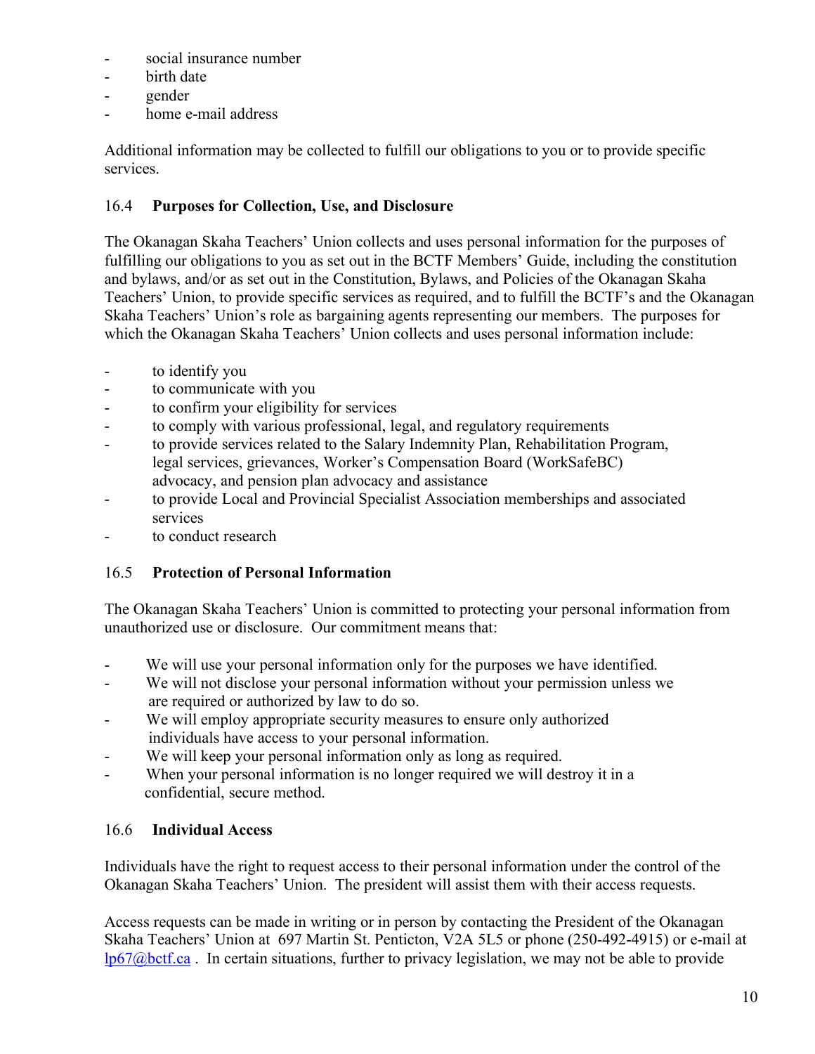- social insurance number
- birth date
- gender
- home e-mail address

Additional information may be collected to fulfill our obligations to you or to provide specific services.

### 16.4 Purposes for Collection, Use, and Disclosure

The Okanagan Skaha Teachers' Union collects and uses personal information for the purposes of fulfilling our obligations to you as set out in the BCTF Members' Guide, including the constitution and bylaws, and/or as set out in the Constitution, Bylaws, and Policies of the Okanagan Skaha Teachers' Union, to provide specific services as required, and to fulfill the BCTF's and the Okanagan Skaha Teachers' Union's role as bargaining agents representing our members. The purposes for which the Okanagan Skaha Teachers' Union collects and uses personal information include:

- to identify you
- to communicate with you
- to confirm your eligibility for services
- to comply with various professional, legal, and regulatory requirements
- to provide services related to the Salary Indemnity Plan, Rehabilitation Program, legal services, grievances, Worker's Compensation Board (WorkSafeBC) advocacy, and pension plan advocacy and assistance
- to provide Local and Provincial Specialist Association memberships and associated services
- to conduct research

### 16.5 Protection of Personal Information

The Okanagan Skaha Teachers' Union is committed to protecting your personal information from unauthorized use or disclosure. Our commitment means that:

- We will use your personal information only for the purposes we have identified.
- We will not disclose your personal information without your permission unless we are required or authorized by law to do so.
- We will employ appropriate security measures to ensure only authorized individuals have access to your personal information.
- We will keep your personal information only as long as required.
- When your personal information is no longer required we will destroy it in a confidential, secure method.

### 16.6 Individual Access

Individuals have the right to request access to their personal information under the control of the Okanagan Skaha Teachers' Union. The president will assist them with their access requests.

Access requests can be made in writing or in person by contacting the President of the Okanagan Skaha Teachers' Union at 697 Martin St. Penticton, V2A 5L5 or phone (250-492-4915) or e-mail at lp67@bctf.ca . In certain situations, further to privacy legislation, we may not be able to provide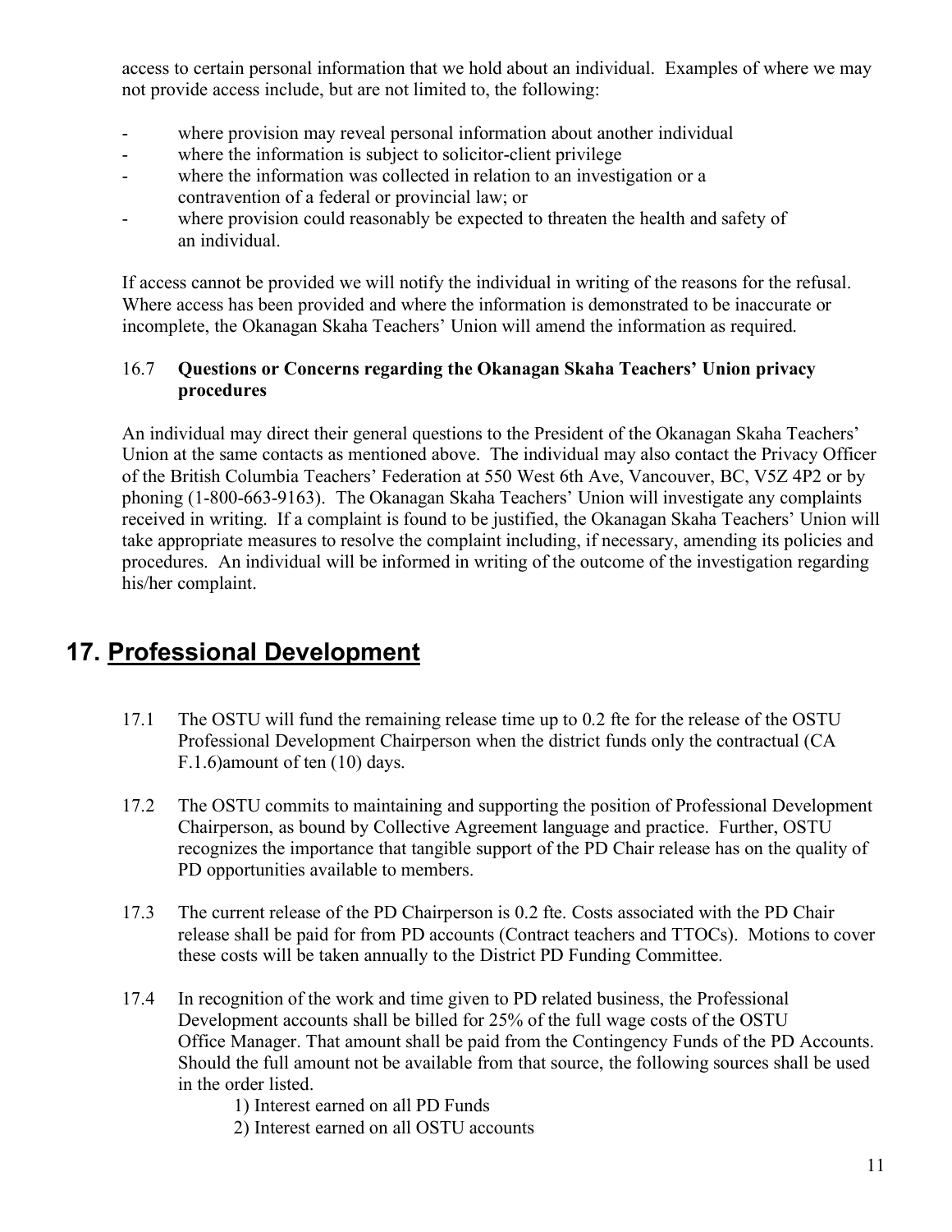access to certain personal information that we hold about an individual. Examples of where we may not provide access include, but are not limited to, the following:

- where provision may reveal personal information about another individual
- where the information is subject to solicitor-client privilege
- where the information was collected in relation to an investigation or a contravention of a federal or provincial law; or
- where provision could reasonably be expected to threaten the health and safety of an individual.

If access cannot be provided we will notify the individual in writing of the reasons for the refusal. Where access has been provided and where the information is demonstrated to be inaccurate or incomplete, the Okanagan Skaha Teachers' Union will amend the information as required.

### 16.7 **Questions or Concerns regarding the Okanagan Skaha Teachers' Union privacy procedures**

An individual may direct their general questions to the President of the Okanagan Skaha Teachers' Union at the same contacts as mentioned above. The individual may also contact the Privacy Officer of the British Columbia Teachers' Federation at 550 West 6th Ave, Vancouver, BC, V5Z 4P2 or by phoning (1-800-663-9163). The Okanagan Skaha Teachers' Union will investigate any complaints received in writing. If a complaint is found to be justified, the Okanagan Skaha Teachers' Union will take appropriate measures to resolve the complaint including, if necessary, amending its policies and procedures. An individual will be informed in writing of the outcome of the investigation regarding his/her complaint.

## 17. Professional Development

17.1 The OSTU will fund the remaining release time up to 0.2 fte for the release of the OSTU Professional Development Chairperson when the district funds only the contractual (CA F.1.6)amount of ten (10) days.

17.2 The OSTU commits to maintaining and supporting the position of Professional Development Chairperson, as bound by Collective Agreement language and practice. Further, OSTU recognizes the importance that tangible support of the PD Chair release has on the quality of PD opportunities available to members.

17.3 The current release of the PD Chairperson is 0.2 fte. Costs associated with the PD Chair release shall be paid for from PD accounts (Contract teachers and TTOCs). Motions to cover these costs will be taken annually to the District PD Funding Committee.

17.4 In recognition of the work and time given to PD related business, the Professional Development accounts shall be billed for 25% of the full wage costs of the OSTU Office Manager. That amount shall be paid from the Contingency Funds of the PD Accounts. Should the full amount not be available from that source, the following sources shall be used in the order listed.

1) Interest earned on all PD Funds
2) Interest earned on all OSTU accounts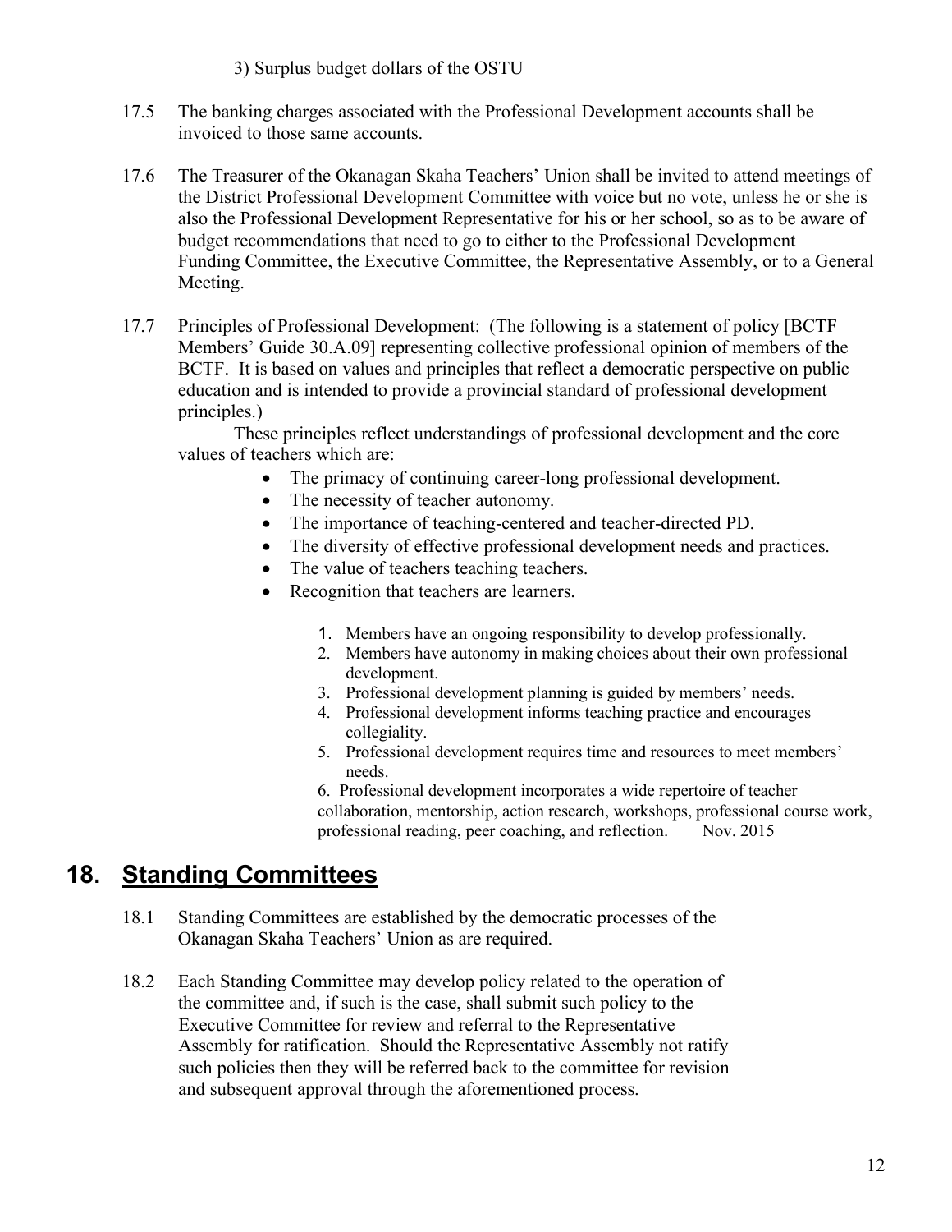3) Surplus budget dollars of the OSTU

17.5 The banking charges associated with the Professional Development accounts shall be invoiced to those same accounts.

17.6 The Treasurer of the Okanagan Skaha Teachers' Union shall be invited to attend meetings of the District Professional Development Committee with voice but no vote, unless he or she is also the Professional Development Representative for his or her school, so as to be aware of budget recommendations that need to go to either to the Professional Development Funding Committee, the Executive Committee, the Representative Assembly, or to a General Meeting.

17.7 Principles of Professional Development: (The following is a statement of policy [BCTF Members' Guide 30.A.09] representing collective professional opinion of members of the BCTF. It is based on values and principles that reflect a democratic perspective on public education and is intended to provide a provincial standard of professional development principles.)

These principles reflect understandings of professional development and the core values of teachers which are:

- The primacy of continuing career-long professional development.
- The necessity of teacher autonomy.
- The importance of teaching-centered and teacher-directed PD.
- The diversity of effective professional development needs and practices.
- The value of teachers teaching teachers.
- Recognition that teachers are learners.

1. Members have an ongoing responsibility to develop professionally.
2. Members have autonomy in making choices about their own professional development.
3. Professional development planning is guided by members' needs.
4. Professional development informs teaching practice and encourages collegiality.
5. Professional development requires time and resources to meet members' needs.
6. Professional development incorporates a wide repertoire of teacher collaboration, mentorship, action research, workshops, professional course work, professional reading, peer coaching, and reflection. Nov. 2015

# 18. Standing Committees

18.1 Standing Committees are established by the democratic processes of the Okanagan Skaha Teachers' Union as are required.

18.2 Each Standing Committee may develop policy related to the operation of the committee and, if such is the case, shall submit such policy to the Executive Committee for review and referral to the Representative Assembly for ratification. Should the Representative Assembly not ratify such policies then they will be referred back to the committee for revision and subsequent approval through the aforementioned process.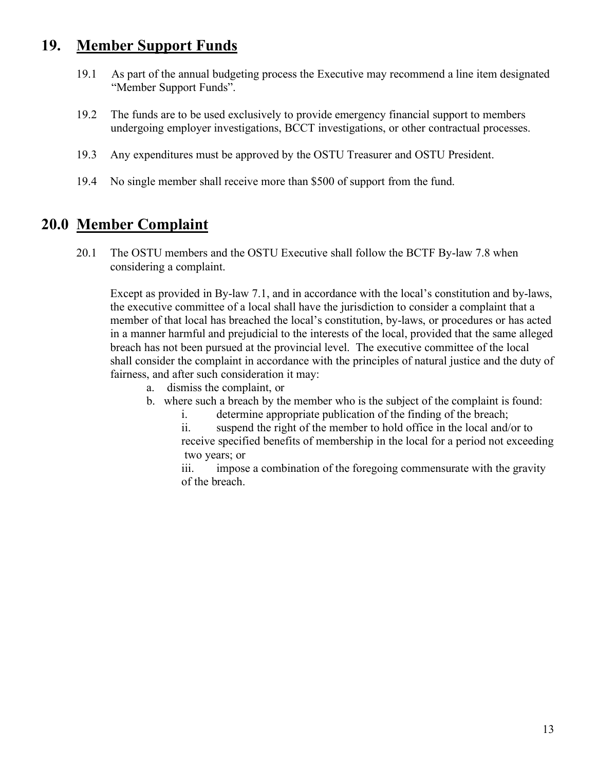## 19. Member Support Funds

19.1 As part of the annual budgeting process the Executive may recommend a line item designated "Member Support Funds".

19.2 The funds are to be used exclusively to provide emergency financial support to members undergoing employer investigations, BCCT investigations, or other contractual processes.

19.3 Any expenditures must be approved by the OSTU Treasurer and OSTU President.

19.4 No single member shall receive more than $500 of support from the fund.

## 20.0 Member Complaint

20.1 The OSTU members and the OSTU Executive shall follow the BCTF By-law 7.8 when considering a complaint.

Except as provided in By-law 7.1, and in accordance with the local's constitution and by-laws, the executive committee of a local shall have the jurisdiction to consider a complaint that a member of that local has breached the local's constitution, by-laws, or procedures or has acted in a manner harmful and prejudicial to the interests of the local, provided that the same alleged breach has not been pursued at the provincial level. The executive committee of the local shall consider the complaint in accordance with the principles of natural justice and the duty of fairness, and after such consideration it may:

a. dismiss the complaint, or
b. where such a breach by the member who is the subject of the complaint is found:
   i. determine appropriate publication of the finding of the breach;
   ii. suspend the right of the member to hold office in the local and/or to receive specified benefits of membership in the local for a period not exceeding two years; or
   iii. impose a combination of the foregoing commensurate with the gravity of the breach.